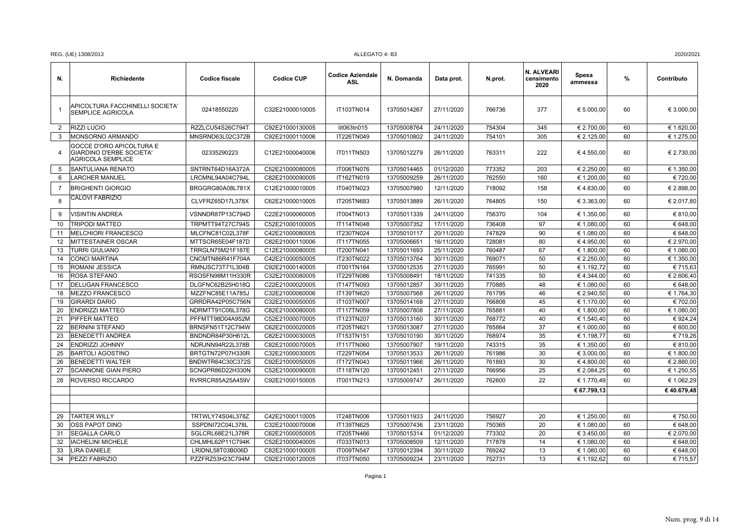REG. (UE) 1308/2013 ALLEGATO 4- B3 2020/2021

| N. | Richiedente | Codice fiscale | Codice CUP | Codice Aziendale ASL | N. Domanda | Data prot. | N.prot. | N. ALVEARI censimento 2020 | Spesa ammessa | % | Contributo |
|---|---|---|---|---|---|---|---|---|---|---|---|
| 1 | APICOLTURA FACCHINELLI SOCIETA' SEMPLICE AGRICOLA | 02418550220 | C32E21000010005 | IT103TN014 | 13705014267 | 27/11/2020 | 766736 | 377 | € 5.000,00 | 60 | € 3.000,00 |
| 2 | RIZZI LUCIO | RZZLCU54S26C794T | C92E21000130005 | Iit063tn015 | 13705008764 | 24/11/2020 | 754304 | 345 | € 2.700,00 | 60 | € 1.620,00 |
| 3 | MONSORNO ARMANDO | MNSRND63L02C372B | C92E21000110006 | IT226TN049 | 13705010802 | 24/11/2020 | 754101 | 305 | € 2.125,00 | 60 | € 1.275,00 |
| 4 | GOCCE D'ORO APICOLTURA E GIARDINO D'ERBE SOCIETA' AGRICOLA SEMPLICE | 02335290223 | C12E21000040006 | IT011TN503 | 13705012279 | 26/11/2020 | 763311 | 222 | € 4.550,00 | 60 | € 2.730,00 |
| 5 | SANTULIANA RENATO | SNTRNT64D16A372A | C52E21000080005 | IT006TN076 | 13705014465 | 01/12/2020 | 773352 | 203 | € 2.250,00 | 60 | € 1.350,00 |
| 6 | LARCHER MANUEL | LRCMNL94A04C794L | C82E21000090005 | IT162TN019 | 13705009259 | 26/11/2020 | 762550 | 160 | € 1.200,00 | 60 | € 720,00 |
| 7 | BRIGHENTI GIORGIO | BRGGRG80A08L781X | C12E21000010005 | IT040TN023 | 13705007980 | 12/11/2020 | 718092 | 158 | € 4.830,00 | 60 | € 2.898,00 |
| 8 | CALOVI FABRIZIO | CLVFRZ65D17L378X | C62E21000010005 | IT205TN683 | 13705013889 | 26/11/2020 | 764805 | 150 | € 3.363,00 | 60 | € 2.017,80 |
| 9 | VISINTIN ANDREA | VSNNDR87P13C794D | C22E21000060005 | IT004TN013 | 13705011339 | 24/11/2020 | 756370 | 104 | € 1.350,00 | 60 | € 810,00 |
| 10 | TRIPODI MATTEO | TRPMTT94T27C794S | C52E21000100005 | IT114TN048 | 13705007352 | 17/11/2020 | 736408 | 97 | € 1.080,00 | 60 | € 648,00 |
| 11 | MELCHIORI FRANCESCO | MLCFNC81C02L378F | C42E21000080005 | IT230TN024 | 13705010117 | 20/11/2020 | 747829 | 90 | € 1.080,00 | 60 | € 648,00 |
| 12 | MITTESTAINER OSCAR | MTTSCR65E04F187D | C82E21000110006 | IT117TN055 | 13705006651 | 16/11/2020 | 728081 | 80 | € 4.950,00 | 60 | € 2.970,00 |
| 13 | TURRI GIULIANO | TRRGLN75M21F187E | C12E21000080005 | IT200TN041 | 13705011693 | 25/11/2020 | 760487 | 67 | € 1.800,00 | 60 | € 1.080,00 |
| 14 | CONCI MARTINA | CNCMTN86R41F704A | C42E21000050005 | IT230TN022 | 13705013764 | 30/11/2020 | 769071 | 50 | € 2.250,00 | 60 | € 1.350,00 |
| 15 | ROMANI JESSICA | RMNJSC73T71L304B | C92E21000140005 | IT001TN164 | 13705012535 | 27/11/2020 | 765991 | 50 | € 1.192,72 | 60 | € 715,63 |
| 16 | ROSA STEFANO | RSOSFN98M11H330R | C32E21000080005 | IT229TN086 | 13705008491 | 18/11/2020 | 741335 | 50 | € 4.344,00 | 60 | € 2.606,40 |
| 17 | DELUGAN FRANCESCO | DLGFNC62B25H018Q | C22E21000020005 | IT147TN093 | 13705012857 | 30/11/2020 | 770885 | 48 | € 1.080,00 | 60 | € 648,00 |
| 18 | MEZZO FRANCESCO | MZZFNC85E11A785J | C32E21000060006 | IT139TN620 | 13705007568 | 26/11/2020 | 761795 | 46 | € 2.940,50 | 60 | € 1.764,30 |
| 19 | GIRARDI DARIO | GRRDRA42P05C756N | C32E21000050005 | IT103TN007 | 13705014168 | 27/11/2020 | 766808 | 45 | € 1.170,00 | 60 | € 702,00 |
| 20 | ENDRIZZI MATTEO | NDRMTT91C06L378G | C82E21000080005 | IT117TN059 | 13705007808 | 27/11/2020 | 765881 | 40 | € 1.800,00 | 60 | € 1.080,00 |
| 21 | PIFFER MATTEO | PFFMTT98D04A952M | C52E21000070005 | IT123TN207 | 13705013160 | 30/11/2020 | 768772 | 40 | € 1.540,40 | 60 | € 924,24 |
| 22 | BERNINI STEFANO | BRNSFN51T12C794W | C62E21000020005 | IT205TN621 | 13705013087 | 27/11/2020 | 765864 | 37 | € 1.000,00 | 60 | € 600,00 |
| 23 | BENEDETTI ANDREA | BNDNDR84P30H612L | C82E21000030005 | IT153TN151 | 13705010190 | 30/11/2020 | 768974 | 35 | € 1.198,77 | 60 | € 719,26 |
| 24 | ENDRIZZI JOHNNY | NDRJNN94R22L378B | C82E21000070005 | IT117TN060 | 13705007907 | 19/11/2020 | 743315 | 35 | € 1.350,00 | 60 | € 810,00 |
| 25 | BARTOLI AGOSTINO | BRTGTN72P07H330R | C32E21000030005 | IT229TN054 | 13705013533 | 26/11/2020 | 761986 | 30 | € 3.000,00 | 60 | € 1.800,00 |
| 26 | BENEDETTI WALTER | BNDWTR64C30C372S | C92E21000050005 | IT172TN043 | 13705011966 | 26/11/2020 | 761893 | 30 | € 4.800,00 | 60 | € 2.880,00 |
| 27 | SCANNONE GIAN PIERO | SCNGPR86D22H330N | C52E21000090005 | IT118TN120 | 13705012451 | 27/11/2020 | 766956 | 25 | € 2.084,25 | 60 | € 1.250,55 |
| 28 | ROVERSO RICCARDO | RVRRCR85A25A459V | C92E21000150005 | IT001TN213 | 13705009747 | 26/11/2020 | 762600 | 22 | € 1.770,49 | 60 | € 1.062,29 |
| | | | | | | | | | € 67.799,13 | | € 40.679,48 |
| | | | | | | | | | | | |
| | | | | | | | | | | | |
| 29 | TARTER WILLY | TRTWLY74S04L378Z | C42E21000110005 | IT248TN006 | 13705011933 | 24/11/2020 | 756927 | 20 | € 1.250,00 | 60 | € 750,00 |
| 30 | OSS PAPOT DINO | SSPDNI72C04L378L | C32E21000070006 | IT139TN625 | 13705007436 | 23/11/2020 | 750365 | 20 | € 1.080,00 | 60 | € 648,00 |
| 31 | SEGALLA CARLO | SGLCRL68E21L378R | C62E21000050005 | IT205TN466 | 13705015314 | 01/12/2020 | 773302 | 20 | € 3.450,00 | 60 | € 2.070,00 |
| 32 | IACHELINI MICHELE | CHLMHL62P11C794K | C52E21000040005 | IT033TN013 | 13705008509 | 12/11/2020 | 717878 | 14 | € 1.080,00 | 60 | € 648,00 |
| 33 | LIRA DANIELE | LRIDNL58T03B006D | C82E21000100005 | IT009TN547 | 13705012394 | 30/11/2020 | 769242 | 13 | € 1.080,00 | 60 | € 648,00 |
| 34 | PEZZI FABRIZIO | PZZFRZ53H23C794M | C92E21000120005 | IT037TN050 | 13705009234 | 23/11/2020 | 752731 | 13 | € 1.192,62 | 60 | € 715,57 |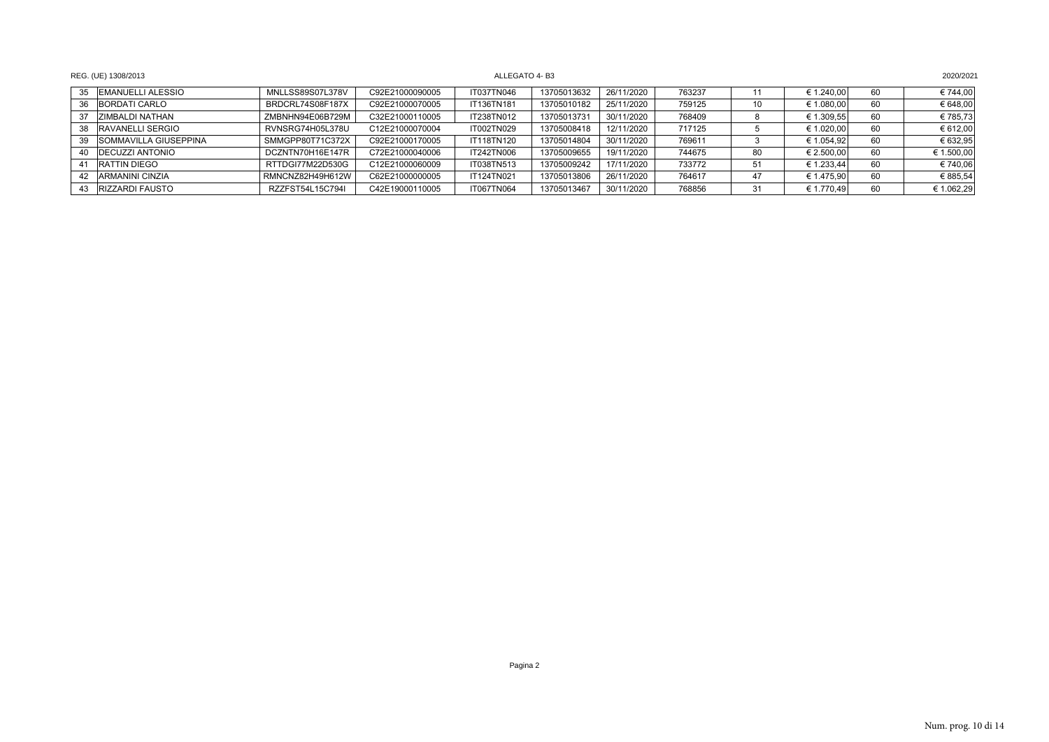| | | | | | | | | | | | |
|---|---|---|---|---|---|---|---|---|---|---|---|
| 35 | EMANUELLI ALESSIO | MNLLSS89S07L378V | C92E21000090005 | IT037TN046 | 13705013632 | 26/11/2020 | 763237 | 11 | € 1.240,00 | 60 | € 744,00 |
| 36 | BORDATI CARLO | BRDCRL74S08F187X | C92E21000070005 | IT136TN181 | 13705010182 | 25/11/2020 | 759125 | 10 | € 1.080,00 | 60 | € 648,00 |
| 37 | ZIMBALDI NATHAN | ZMBNHN94E06B729M | C32E21000110005 | IT238TN012 | 13705013731 | 30/11/2020 | 768409 | 8 | € 1.309,55 | 60 | € 785,73 |
| 38 | RAVANELLI SERGIO | RVNSRG74H05L378U | C12E21000070004 | IT002TN029 | 13705008418 | 12/11/2020 | 717125 | 5 | € 1.020,00 | 60 | € 612,00 |
| 39 | SOMMAVILLA GIUSEPPINA | SMMGPP80T71C372X | C92E21000170005 | IT118TN120 | 13705014804 | 30/11/2020 | 769611 | 3 | € 1.054,92 | 60 | € 632,95 |
| 40 | DECUZZI ANTONIO | DCZNTN70H16E147R | C72E21000040006 | IT242TN006 | 13705009655 | 19/11/2020 | 744675 | 80 | € 2.500,00 | 60 | € 1.500,00 |
| 41 | RATTIN DIEGO | RTTDGI77M22D530G | C12E21000060009 | IT038TN513 | 13705009242 | 17/11/2020 | 733772 | 51 | € 1.233,44 | 60 | € 740,06 |
| 42 | ARMANINI CINZIA | RMNCNZ82H49H612W | C62E21000000005 | IT124TN021 | 13705013806 | 26/11/2020 | 764617 | 47 | € 1.475,90 | 60 | € 885,54 |
| 43 | RIZZARDI FAUSTO | RZZFST54L15C794I | C42E19000110005 | IT067TN064 | 13705013467 | 30/11/2020 | 768856 | 31 | € 1.770,49 | 60 | € 1.062,29 |